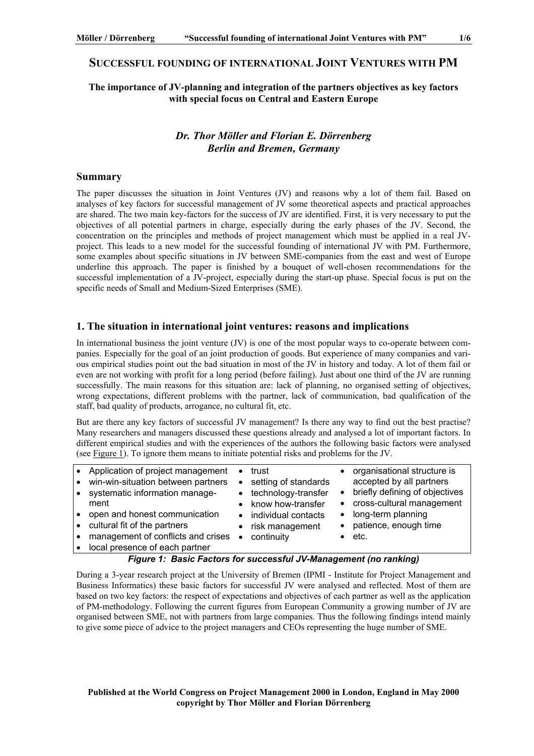# SUCCESSFUL FOUNDING OF INTERNATIONAL JOINT VENTURES WITH PM

**The importance of JV-planning and integration of the partners objectives as key factors with special focus on Central and Eastern Europe**

***Dr. Thor Möller and Florian E. Dörrenberg***
***Berlin and Bremen, Germany***

## Summary

The paper discusses the situation in Joint Ventures (JV) and reasons why a lot of them fail. Based on analyses of key factors for successful management of JV some theoretical aspects and practical approaches are shared. The two main key-factors for the success of JV are identified. First, it is very necessary to put the objectives of all potential partners in charge, especially during the early phases of the JV. Second, the concentration on the principles and methods of project management which must be applied in a real JV-project. This leads to a new model for the successful founding of international JV with PM. Furthermore, some examples about specific situations in JV between SME-companies from the east and west of Europe underline this approach. The paper is finished by a bouquet of well-chosen recommendations for the successful implementation of a JV-project, especially during the start-up phase. Special focus is put on the specific needs of Small and Medium-Sized Enterprises (SME).

## 1. The situation in international joint ventures: reasons and implications

In international business the joint venture (JV) is one of the most popular ways to co-operate between companies. Especially for the goal of an joint production of goods. But experience of many companies and various empirical studies point out the bad situation in most of the JV in history and today. A lot of them fail or even are not working with profit for a long period (before failing). Just about one third of the JV are running successfully. The main reasons for this situation are: lack of planning, no organised setting of objectives, wrong expectations, different problems with the partner, lack of communication, bad qualification of the staff, bad quality of products, arrogance, no cultural fit, etc.

But are there any key factors of successful JV management? Is there any way to find out the best practise? Many researchers and managers discussed these questions already and analysed a lot of important factors. In different empirical studies and with the experiences of the authors the following basic factors were analysed (see Figure 1). To ignore them means to initiate potential risks and problems for the JV.

- Application of project management
- win-win-situation between partners
- systematic information management
- open and honest communication
- cultural fit of the partners
- management of conflicts and crises
- local presence of each partner
- trust
- setting of standards
- technology-transfer
- know how-transfer
- individual contacts
- risk management
- continuity
- organisational structure is accepted by all partners
- briefly defining of objectives
- cross-cultural management
- long-term planning
- patience, enough time
- etc.

***Figure 1: Basic Factors for successful JV-Management (no ranking)***

During a 3-year research project at the University of Bremen (IPMI - Institute for Project Management and Business Informatics) these basic factors for successful JV were analysed and reflected. Most of them are based on two key factors: the respect of expectations and objectives of each partner as well as the application of PM-methodology. Following the current figures from European Community a growing number of JV are organised between SME, not with partners from large companies. Thus the following findings intend mainly to give some piece of advice to the project managers and CEOs representing the huge number of SME.

**Published at the World Congress on Project Management 2000 in London, England in May 2000**
**copyright by Thor Möller and Florian Dörrenberg**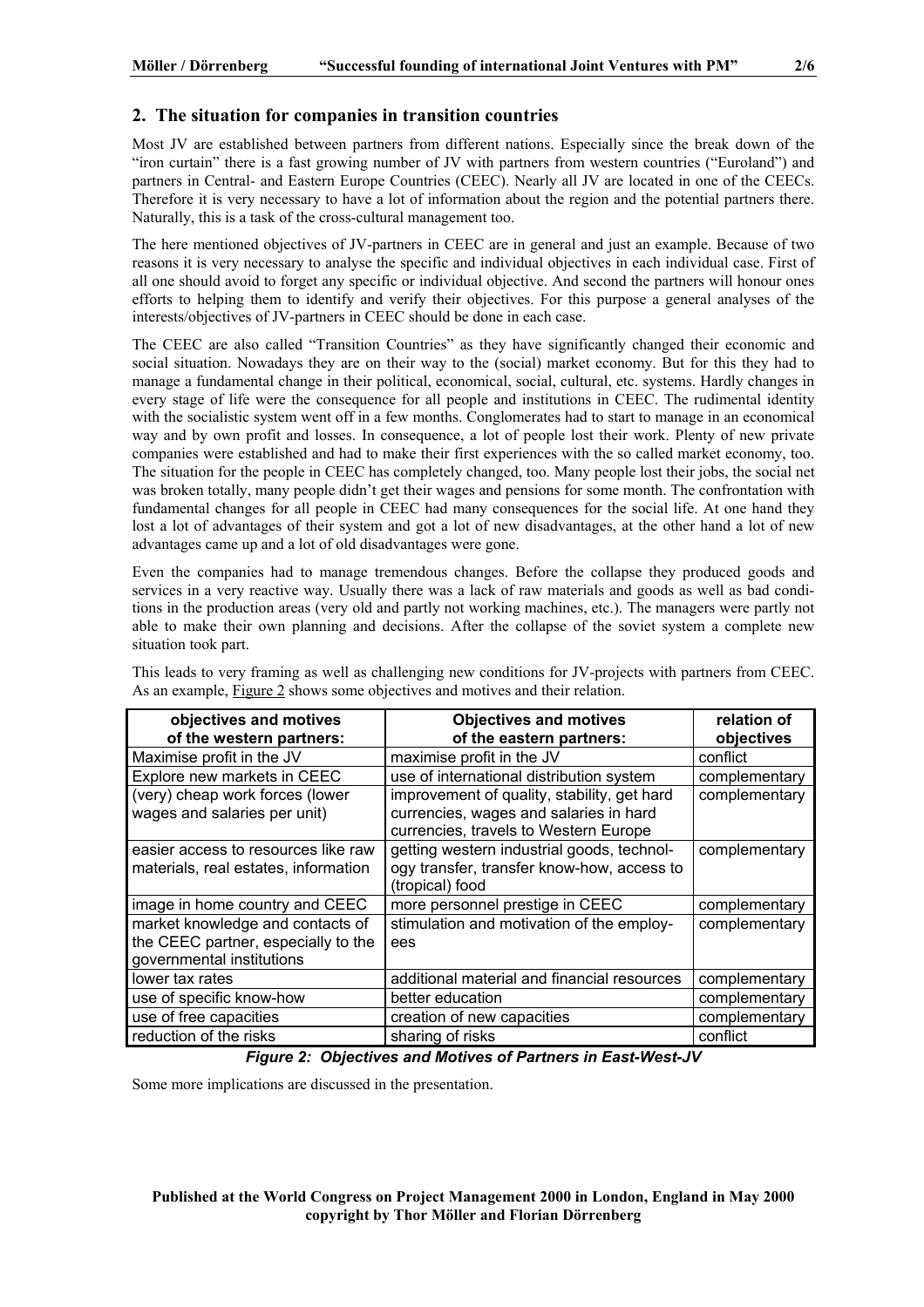## 2. The situation for companies in transition countries

Most JV are established between partners from different nations. Especially since the break down of the "iron curtain" there is a fast growing number of JV with partners from western countries ("Euroland") and partners in Central- and Eastern Europe Countries (CEEC). Nearly all JV are located in one of the CEECs. Therefore it is very necessary to have a lot of information about the region and the potential partners there. Naturally, this is a task of the cross-cultural management too.

The here mentioned objectives of JV-partners in CEEC are in general and just an example. Because of two reasons it is very necessary to analyse the specific and individual objectives in each individual case. First of all one should avoid to forget any specific or individual objective. And second the partners will honour ones efforts to helping them to identify and verify their objectives. For this purpose a general analyses of the interests/objectives of JV-partners in CEEC should be done in each case.

The CEEC are also called "Transition Countries" as they have significantly changed their economic and social situation. Nowadays they are on their way to the (social) market economy. But for this they had to manage a fundamental change in their political, economical, social, cultural, etc. systems. Hardly changes in every stage of life were the consequence for all people and institutions in CEEC. The rudimental identity with the socialistic system went off in a few months. Conglomerates had to start to manage in an economical way and by own profit and losses. In consequence, a lot of people lost their work. Plenty of new private companies were established and had to make their first experiences with the so called market economy, too. The situation for the people in CEEC has completely changed, too. Many people lost their jobs, the social net was broken totally, many people didn't get their wages and pensions for some month. The confrontation with fundamental changes for all people in CEEC had many consequences for the social life. At one hand they lost a lot of advantages of their system and got a lot of new disadvantages, at the other hand a lot of new advantages came up and a lot of old disadvantages were gone.

Even the companies had to manage tremendous changes. Before the collapse they produced goods and services in a very reactive way. Usually there was a lack of raw materials and goods as well as bad conditions in the production areas (very old and partly not working machines, etc.). The managers were partly not able to make their own planning and decisions. After the collapse of the soviet system a complete new situation took part.

This leads to very framing as well as challenging new conditions for JV-projects with partners from CEEC. As an example, Figure 2 shows some objectives and motives and their relation.

| objectives and motives of the western partners: | Objectives and motives of the eastern partners: | relation of objectives |
|---|---|---|
| Maximise profit in the JV | maximise profit in the JV | conflict |
| Explore new markets in CEEC | use of international distribution system | complementary |
| (very) cheap work forces (lower wages and salaries per unit) | improvement of quality, stability, get hard currencies, wages and salaries in hard currencies, travels to Western Europe | complementary |
| easier access to resources like raw materials, real estates, information | getting western industrial goods, technology transfer, transfer know-how, access to (tropical) food | complementary |
| image in home country and CEEC | more personnel prestige in CEEC | complementary |
| market knowledge and contacts of the CEEC partner, especially to the governmental institutions | stimulation and motivation of the employees | complementary |
| lower tax rates | additional material and financial resources | complementary |
| use of specific know-how | better education | complementary |
| use of free capacities | creation of new capacities | complementary |
| reduction of the risks | sharing of risks | conflict |

*Figure 2: Objectives and Motives of Partners in East-West-JV*

Some more implications are discussed in the presentation.

**Published at the World Congress on Project Management 2000 in London, England in May 2000**
**copyright by Thor Möller and Florian Dörrenberg**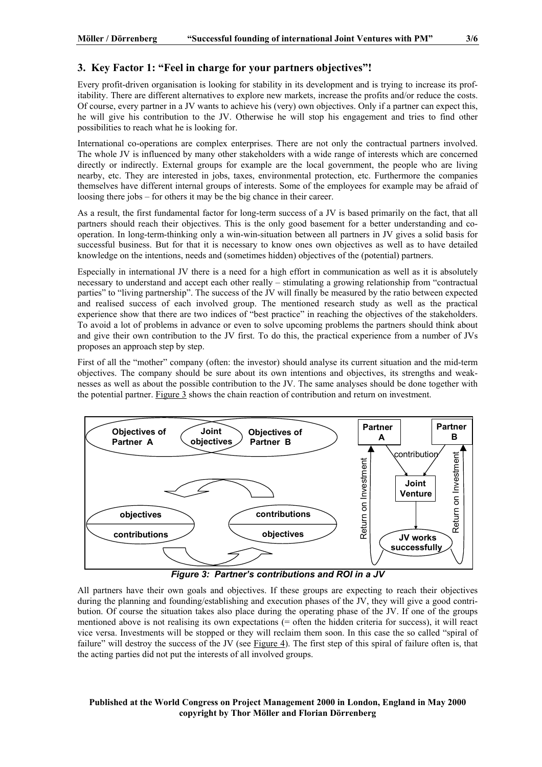## 3. Key Factor 1: "Feel in charge for your partners objectives"!

Every profit-driven organisation is looking for stability in its development and is trying to increase its profitability. There are different alternatives to explore new markets, increase the profits and/or reduce the costs. Of course, every partner in a JV wants to achieve his (very) own objectives. Only if a partner can expect this, he will give his contribution to the JV. Otherwise he will stop his engagement and tries to find other possibilities to reach what he is looking for.

International co-operations are complex enterprises. There are not only the contractual partners involved. The whole JV is influenced by many other stakeholders with a wide range of interests which are concerned directly or indirectly. External groups for example are the local government, the people who are living nearby, etc. They are interested in jobs, taxes, environmental protection, etc. Furthermore the companies themselves have different internal groups of interests. Some of the employees for example may be afraid of loosing there jobs – for others it may be the big chance in their career.

As a result, the first fundamental factor for long-term success of a JV is based primarily on the fact, that all partners should reach their objectives. This is the only good basement for a better understanding and co-operation. In long-term-thinking only a win-win-situation between all partners in JV gives a solid basis for successful business. But for that it is necessary to know ones own objectives as well as to have detailed knowledge on the intentions, needs and (sometimes hidden) objectives of the (potential) partners.

Especially in international JV there is a need for a high effort in communication as well as it is absolutely necessary to understand and accept each other really – stimulating a growing relationship from "contractual parties" to "living partnership". The success of the JV will finally be measured by the ratio between expected and realised success of each involved group. The mentioned research study as well as the practical experience show that there are two indices of "best practice" in reaching the objectives of the stakeholders. To avoid a lot of problems in advance or even to solve upcoming problems the partners should think about and give their own contribution to the JV first. To do this, the practical experience from a number of JVs proposes an approach step by step.

First of all the "mother" company (often: the investor) should analyse its current situation and the mid-term objectives. The company should be sure about its own intentions and objectives, its strengths and weaknesses as well as about the possible contribution to the JV. The same analyses should be done together with the potential partner. Figure 3 shows the chain reaction of contribution and return on investment.

Objectives of Partner A | Joint objectives | Objectives of Partner B

objectives / contributions ⇄ contributions / objectives

Partner A, Partner B → contribution → Joint Venture → JV works successfully → Return on Investment

*Figure 3: Partner's contributions and ROI in a JV*

All partners have their own goals and objectives. If these groups are expecting to reach their objectives during the planning and founding/establishing and execution phases of the JV, they will give a good contribution. Of course the situation takes also place during the operating phase of the JV. If one of the groups mentioned above is not realising its own expectations (= often the hidden criteria for success), it will react vice versa. Investments will be stopped or they will reclaim them soon. In this case the so called "spiral of failure" will destroy the success of the JV (see Figure 4). The first step of this spiral of failure often is, that the acting parties did not put the interests of all involved groups.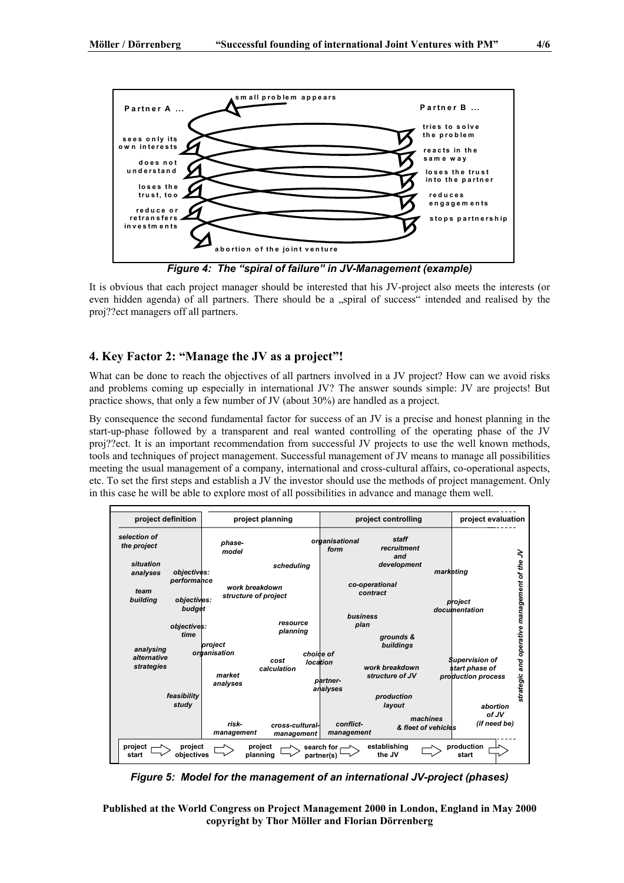*Figure 4: The "spiral of failure" in JV-Management (example)*

It is obvious that each project manager should be interested that his JV-project also meets the interests (or even hidden agenda) of all partners. There should be a „spiral of success" intended and realised by the proj??ect managers off all partners.

## 4. Key Factor 2: "Manage the JV as a project"!

What can be done to reach the objectives of all partners involved in a JV project? How can we avoid risks and problems coming up especially in international JV? The answer sounds simple: JV are projects! But practice shows, that only a few number of JV (about 30%) are handled as a project.

By consequence the second fundamental factor for success of an JV is a precise and honest planning in the start-up-phase followed by a transparent and real wanted controlling of the operating phase of the JV proj??ect. It is an important recommendation from successful JV projects to use the well known methods, tools and techniques of project management. Successful management of JV means to manage all possibilities meeting the usual management of a company, international and cross-cultural affairs, co-operational aspects, etc. To set the first steps and establish a JV the investor should use the methods of project management. Only in this case he will be able to explore most of all possibilities in advance and manage them well.

*Figure 5: Model for the management of an international JV-project (phases)*

**Published at the World Congress on Project Management 2000 in London, England in May 2000**
**copyright by Thor Möller and Florian Dörrenberg**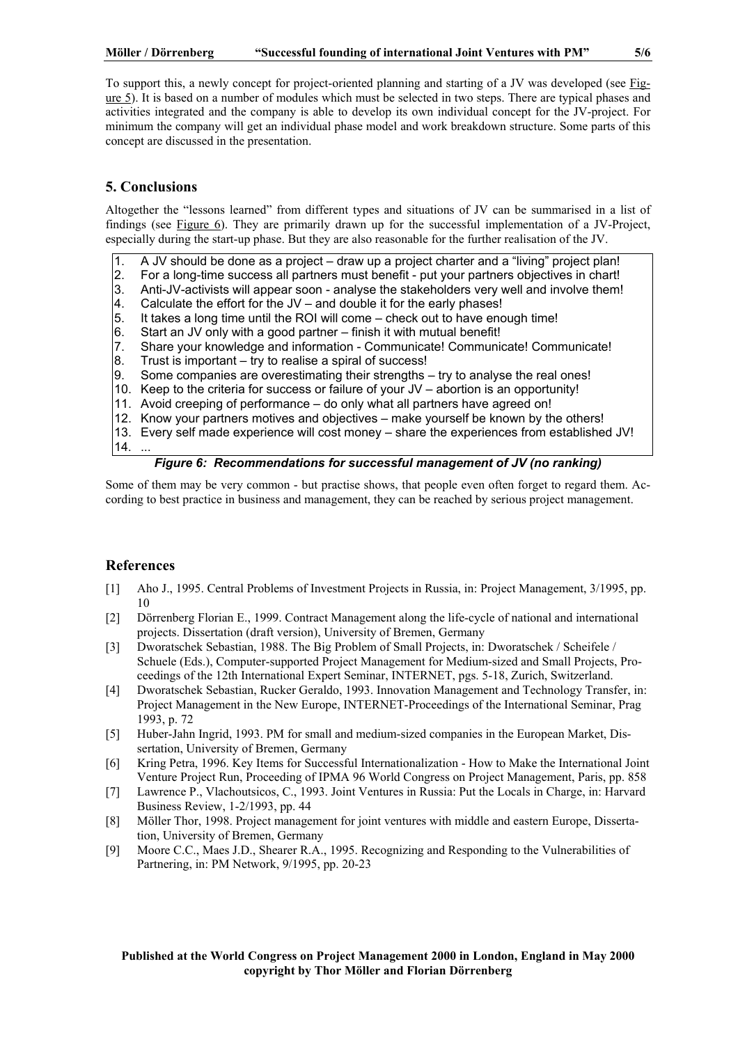To support this, a newly concept for project-oriented planning and starting of a JV was developed (see Figure 5). It is based on a number of modules which must be selected in two steps. There are typical phases and activities integrated and the company is able to develop its own individual concept for the JV-project. For minimum the company will get an individual phase model and work breakdown structure. Some parts of this concept are discussed in the presentation.

## 5. Conclusions

Altogether the "lessons learned" from different types and situations of JV can be summarised in a list of findings (see Figure 6). They are primarily drawn up for the successful implementation of a JV-Project, especially during the start-up phase. But they are also reasonable for the further realisation of the JV.

1. A JV should be done as a project – draw up a project charter and a "living" project plan!
2. For a long-time success all partners must benefit - put your partners objectives in chart!
3. Anti-JV-activists will appear soon - analyse the stakeholders very well and involve them!
4. Calculate the effort for the JV – and double it for the early phases!
5. It takes a long time until the ROI will come – check out to have enough time!
6. Start an JV only with a good partner – finish it with mutual benefit!
7. Share your knowledge and information - Communicate! Communicate! Communicate!
8. Trust is important – try to realise a spiral of success!
9. Some companies are overestimating their strengths – try to analyse the real ones!
10. Keep to the criteria for success or failure of your JV – abortion is an opportunity!
11. Avoid creeping of performance – do only what all partners have agreed on!
12. Know your partners motives and objectives – make yourself be known by the others!
13. Every self made experience will cost money – share the experiences from established JV!
14. ...

***Figure 6: Recommendations for successful management of JV (no ranking)***

Some of them may be very common - but practise shows, that people even often forget to regard them. According to best practice in business and management, they can be reached by serious project management.

## References

[1] Aho J., 1995. Central Problems of Investment Projects in Russia, in: Project Management, 3/1995, pp. 10

[2] Dörrenberg Florian E., 1999. Contract Management along the life-cycle of national and international projects. Dissertation (draft version), University of Bremen, Germany

[3] Dworatschek Sebastian, 1988. The Big Problem of Small Projects, in: Dworatschek / Scheifele / Schuele (Eds.), Computer-supported Project Management for Medium-sized and Small Projects, Proceedings of the 12th International Expert Seminar, INTERNET, pgs. 5-18, Zurich, Switzerland.

[4] Dworatschek Sebastian, Rucker Geraldo, 1993. Innovation Management and Technology Transfer, in: Project Management in the New Europe, INTERNET-Proceedings of the International Seminar, Prag 1993, p. 72

[5] Huber-Jahn Ingrid, 1993. PM for small and medium-sized companies in the European Market, Dissertation, University of Bremen, Germany

[6] Kring Petra, 1996. Key Items for Successful Internationalization - How to Make the International Joint Venture Project Run, Proceeding of IPMA 96 World Congress on Project Management, Paris, pp. 858

[7] Lawrence P., Vlachoutsicos, C., 1993. Joint Ventures in Russia: Put the Locals in Charge, in: Harvard Business Review, 1-2/1993, pp. 44

[8] Möller Thor, 1998. Project management for joint ventures with middle and eastern Europe, Dissertation, University of Bremen, Germany

[9] Moore C.C., Maes J.D., Shearer R.A., 1995. Recognizing and Responding to the Vulnerabilities of Partnering, in: PM Network, 9/1995, pp. 20-23

**Published at the World Congress on Project Management 2000 in London, England in May 2000**
**copyright by Thor Möller and Florian Dörrenberg**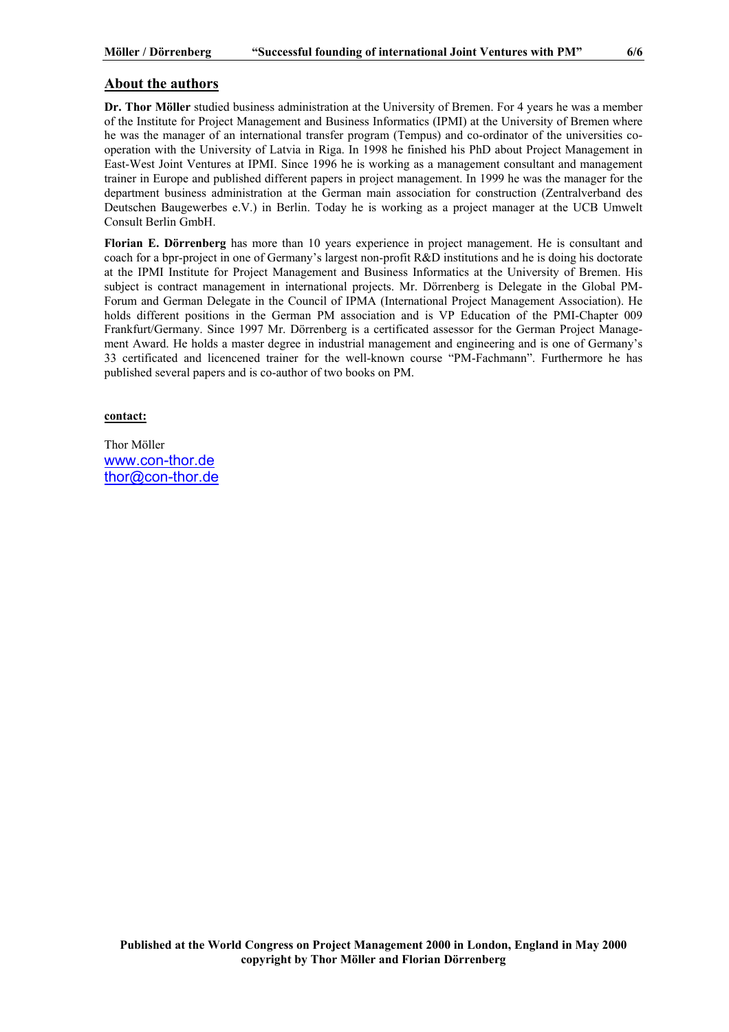## About the authors

**Dr. Thor Möller** studied business administration at the University of Bremen. For 4 years he was a member of the Institute for Project Management and Business Informatics (IPMI) at the University of Bremen where he was the manager of an international transfer program (Tempus) and co-ordinator of the universities co-operation with the University of Latvia in Riga. In 1998 he finished his PhD about Project Management in East-West Joint Ventures at IPMI. Since 1996 he is working as a management consultant and management trainer in Europe and published different papers in project management. In 1999 he was the manager for the department business administration at the German main association for construction (Zentralverband des Deutschen Baugewerbes e.V.) in Berlin. Today he is working as a project manager at the UCB Umwelt Consult Berlin GmbH.

**Florian E. Dörrenberg** has more than 10 years experience in project management. He is consultant and coach for a bpr-project in one of Germany's largest non-profit R&D institutions and he is doing his doctorate at the IPMI Institute for Project Management and Business Informatics at the University of Bremen. His subject is contract management in international projects. Mr. Dörrenberg is Delegate in the Global PM-Forum and German Delegate in the Council of IPMA (International Project Management Association). He holds different positions in the German PM association and is VP Education of the PMI-Chapter 009 Frankfurt/Germany. Since 1997 Mr. Dörrenberg is a certificated assessor for the German Project Management Award. He holds a master degree in industrial management and engineering and is one of Germany's 33 certificated and licencened trainer for the well-known course "PM-Fachmann". Furthermore he has published several papers and is co-author of two books on PM.

**contact:**

Thor Möller
www.con-thor.de
thor@con-thor.de

**Published at the World Congress on Project Management 2000 in London, England in May 2000**
**copyright by Thor Möller and Florian Dörrenberg**